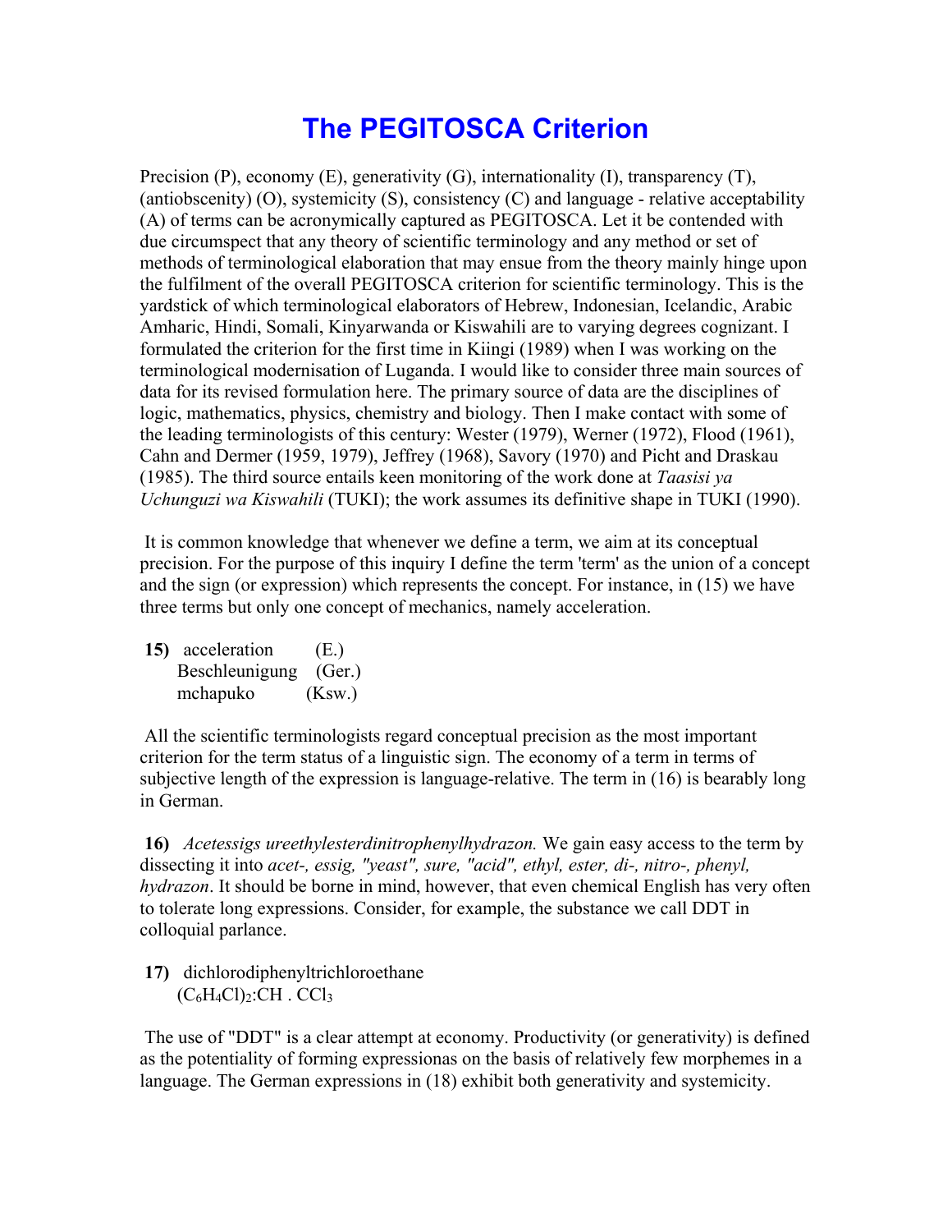# The PEGITOSCA Criterion

Precision (P), economy (E), generativity (G), internationality (I), transparency (T), (antiobscenity) (O), systemicity (S), consistency (C) and language - relative acceptability (A) of terms can be acronymically captured as PEGITOSCA. Let it be contended with due circumspect that any theory of scientific terminology and any method or set of methods of terminological elaboration that may ensue from the theory mainly hinge upon the fulfilment of the overall PEGITOSCA criterion for scientific terminology. This is the yardstick of which terminological elaborators of Hebrew, Indonesian, Icelandic, Arabic Amharic, Hindi, Somali, Kinyarwanda or Kiswahili are to varying degrees cognizant. I formulated the criterion for the first time in Kiingi (1989) when I was working on the terminological modernisation of Luganda. I would like to consider three main sources of data for its revised formulation here. The primary source of data are the disciplines of logic, mathematics, physics, chemistry and biology. Then I make contact with some of the leading terminologists of this century: Wester (1979), Werner (1972), Flood (1961), Cahn and Dermer (1959, 1979), Jeffrey (1968), Savory (1970) and Picht and Draskau (1985). The third source entails keen monitoring of the work done at *Taasisi ya Uchunguzi wa Kiswahili* (TUKI); the work assumes its definitive shape in TUKI (1990).

It is common knowledge that whenever we define a term, we aim at its conceptual precision. For the purpose of this inquiry I define the term 'term' as the union of a concept and the sign (or expression) which represents the concept. For instance, in (15) we have three terms but only one concept of mechanics, namely acceleration.

**15)** acceleration (E.)
Beschleunigung (Ger.)
mchapuko (Ksw.)

All the scientific terminologists regard conceptual precision as the most important criterion for the term status of a linguistic sign. The economy of a term in terms of subjective length of the expression is language-relative. The term in (16) is bearably long in German.

**16)** *Acetessigs ureethylesterdinitrophenylhydrazon.* We gain easy access to the term by dissecting it into *acet-, essig, "yeast", sure, "acid", ethyl, ester, di-, nitro-, phenyl, hydrazon*. It should be borne in mind, however, that even chemical English has very often to tolerate long expressions. Consider, for example, the substance we call DDT in colloquial parlance.

**17)** dichlorodiphenyltrichloroethane
$(C_6H_4Cl)_2$:CH . $CCl_3$

The use of "DDT" is a clear attempt at economy. Productivity (or generativity) is defined as the potentiality of forming expressionas on the basis of relatively few morphemes in a language. The German expressions in (18) exhibit both generativity and systemicity.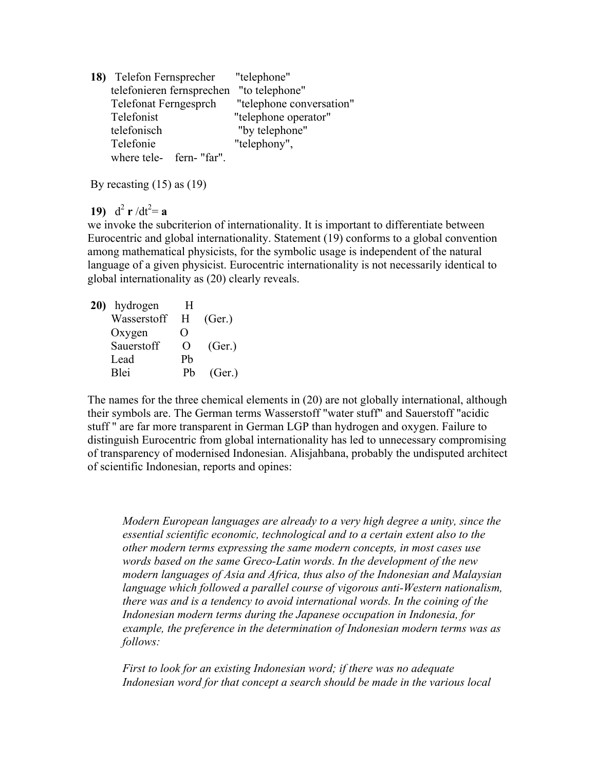**18)** Telefon Fernsprecher "telephone"
telefonieren fernsprechen "to telephone"
Telefonat Ferngesprch "telephone conversation"
Telefonist "telephone operator"
telefonisch "by telephone"
Telefonie "telephony",
where tele- fern- "far".

By recasting (15) as (19)

**19)** $d^2 \mathbf{r} / dt^2 = \mathbf{a}$

we invoke the subcriterion of internationality. It is important to differentiate between Eurocentric and global internationality. Statement (19) conforms to a global convention among mathematical physicists, for the symbolic usage is independent of the natural language of a given physicist. Eurocentric internationality is not necessarily identical to global internationality as (20) clearly reveals.

**20)** hydrogen H
Wasserstoff H (Ger.)
Oxygen O
Sauerstoff O (Ger.)
Lead Pb
Blei Pb (Ger.)

The names for the three chemical elements in (20) are not globally international, although their symbols are. The German terms Wasserstoff "water stuff" and Sauerstoff "acidic stuff " are far more transparent in German LGP than hydrogen and oxygen. Failure to distinguish Eurocentric from global internationality has led to unnecessary compromising of transparency of modernised Indonesian. Alisjahbana, probably the undisputed architect of scientific Indonesian, reports and opines:

> *Modern European languages are already to a very high degree a unity, since the essential scientific economic, technological and to a certain extent also to the other modern terms expressing the same modern concepts, in most cases use words based on the same Greco-Latin words. In the development of the new modern languages of Asia and Africa, thus also of the Indonesian and Malaysian language which followed a parallel course of vigorous anti-Western nationalism, there was and is a tendency to avoid international words. In the coining of the Indonesian modern terms during the Japanese occupation in Indonesia, for example, the preference in the determination of Indonesian modern terms was as follows:*
>
> *First to look for an existing Indonesian word; if there was no adequate Indonesian word for that concept a search should be made in the various local*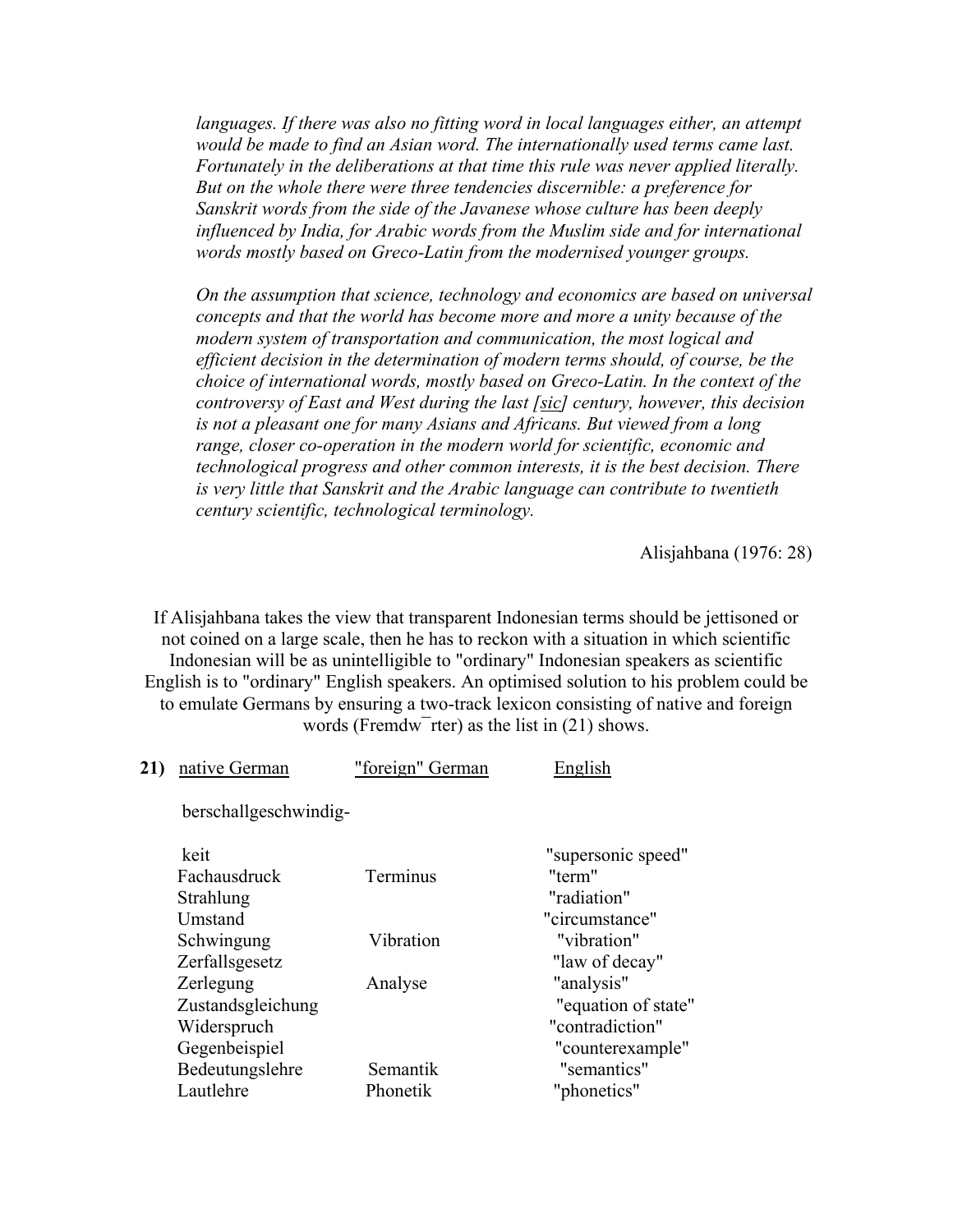*languages. If there was also no fitting word in local languages either, an attempt would be made to find an Asian word. The internationally used terms came last. Fortunately in the deliberations at that time this rule was never applied literally. But on the whole there were three tendencies discernible: a preference for Sanskrit words from the side of the Javanese whose culture has been deeply influenced by India, for Arabic words from the Muslim side and for international words mostly based on Greco-Latin from the modernised younger groups.*

*On the assumption that science, technology and economics are based on universal concepts and that the world has become more and more a unity because of the modern system of transportation and communication, the most logical and efficient decision in the determination of modern terms should, of course, be the choice of international words, mostly based on Greco-Latin. In the context of the controversy of East and West during the last [sic] century, however, this decision is not a pleasant one for many Asians and Africans. But viewed from a long range, closer co-operation in the modern world for scientific, economic and technological progress and other common interests, it is the best decision. There is very little that Sanskrit and the Arabic language can contribute to twentieth century scientific, technological terminology.*

Alisjahbana (1976: 28)

If Alisjahbana takes the view that transparent Indonesian terms should be jettisoned or not coined on a large scale, then he has to reckon with a situation in which scientific Indonesian will be as unintelligible to "ordinary" Indonesian speakers as scientific English is to "ordinary" English speakers. An optimised solution to his problem could be to emulate Germans by ensuring a two-track lexicon consisting of native and foreign words (Fremdw¯rter) as the list in (21) shows.

**21)**

| native German | "foreign" German | English |
|---|---|---|
| berschallgeschwindig-keit | | "supersonic speed" |
| Fachausdruck | Terminus | "term" |
| Strahlung | | "radiation" |
| Umstand | | "circumstance" |
| Schwingung | Vibration | "vibration" |
| Zerfallsgesetz | | "law of decay" |
| Zerlegung | Analyse | "analysis" |
| Zustandsgleichung | | "equation of state" |
| Widerspruch | | "contradiction" |
| Gegenbeispiel | | "counterexample" |
| Bedeutungslehre | Semantik | "semantics" |
| Lautlehre | Phonetik | "phonetics" |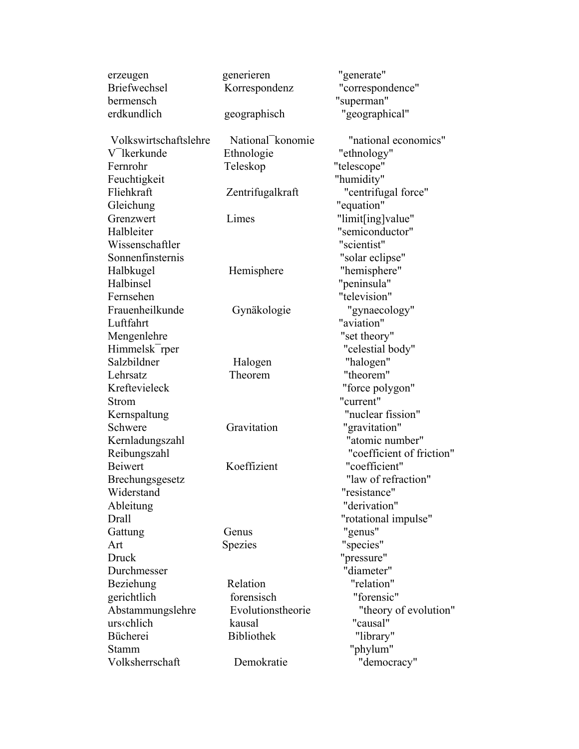| | | |
|---|---|---|
| erzeugen | generieren | "generate" |
| Briefwechsel | Korrespondenz | "correspondence" |
| bermensch | | "superman" |
| erdkundlich | geographisch | "geographical" |
| | | |
| Volkswirtschaftslehre | National¯konomie | "national economics" |
| V¯lkerkunde | Ethnologie | "ethnology" |
| Fernrohr | Teleskop | "telescope" |
| Feuchtigkeit | | "humidity" |
| Fliehkraft | Zentrifugalkraft | "centrifugal force" |
| Gleichung | | "equation" |
| Grenzwert | Limes | "limit[ing]value" |
| Halbleiter | | "semiconductor" |
| Wissenschaftler | | "scientist" |
| Sonnenfinsternis | | "solar eclipse" |
| Halbkugel | Hemisphere | "hemisphere" |
| Halbinsel | | "peninsula" |
| Fernsehen | | "television" |
| Frauenheilkunde | Gynäkologie | "gynaecology" |
| Luftfahrt | | "aviation" |
| Mengenlehre | | "set theory" |
| Himmelsk¯rper | | "celestial body" |
| Salzbildner | Halogen | "halogen" |
| Lehrsatz | Theorem | "theorem" |
| Kreftevieleck | | "force polygon" |
| Strom | | "current" |
| Kernspaltung | | "nuclear fission" |
| Schwere | Gravitation | "gravitation" |
| Kernladungszahl | | "atomic number" |
| Reibungszahl | | "coefficient of friction" |
| Beiwert | Koeffizient | "coefficient" |
| Brechungsgesetz | | "law of refraction" |
| Widerstand | | "resistance" |
| Ableitung | | "derivation" |
| Drall | | "rotational impulse" |
| Gattung | Genus | "genus" |
| Art | Spezies | "species" |
| Druck | | "pressure" |
| Durchmesser | | "diameter" |
| Beziehung | Relation | "relation" |
| gerichtlich | forensisch | "forensic" |
| Abstammungslehre | Evolutionstheorie | "theory of evolution" |
| urs‹chlich | kausal | "causal" |
| Bücherei | Bibliothek | "library" |
| Stamm | | "phylum" |
| Volksherrschaft | Demokratie | "democracy" |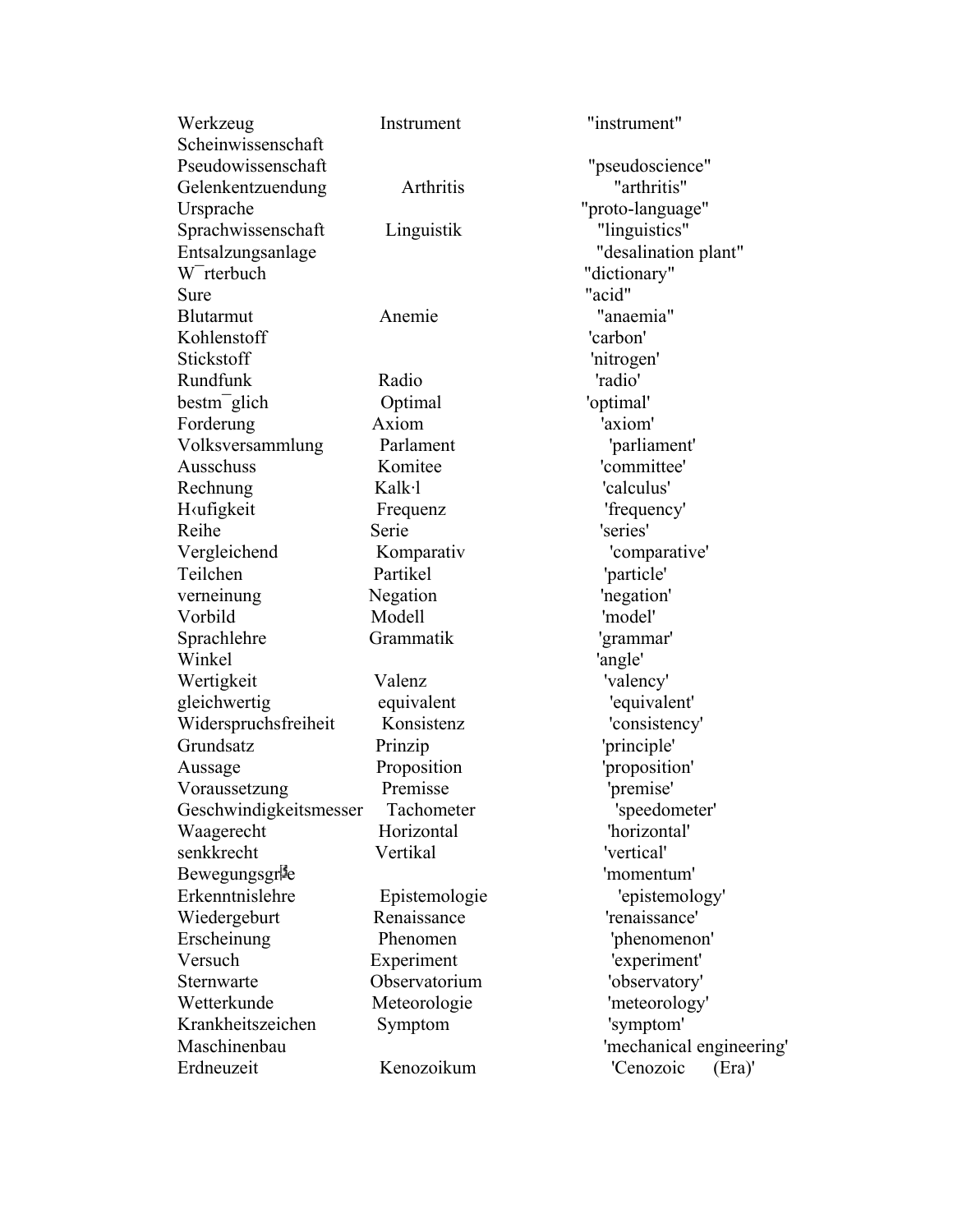| | | |
|---|---|---|
| Werkzeug | Instrument | "instrument" |
| Scheinwissenschaft | | |
| Pseudowissenschaft | | "pseudoscience" |
| Gelenkentzuendung | Arthritis | "arthritis" |
| Ursprache | | "proto-language" |
| Sprachwissenschaft | Linguistik | "linguistics" |
| Entsalzungsanlage | | "desalination plant" |
| W¯rterbuch | | "dictionary" |
| Sure | | "acid" |
| Blutarmut | Anemie | "anaemia" |
| Kohlenstoff | | 'carbon' |
| Stickstoff | | 'nitrogen' |
| Rundfunk | Radio | 'radio' |
| bestm¯glich | Optimal | 'optimal' |
| Forderung | Axiom | 'axiom' |
| Volksversammlung | Parlament | 'parliament' |
| Ausschuss | Komitee | 'committee' |
| Rechnung | Kalk·l | 'calculus' |
| H‹ufigkeit | Frequenz | 'frequency' |
| Reihe | Serie | 'series' |
| Vergleichend | Komparativ | 'comparative' |
| Teilchen | Partikel | 'particle' |
| verneinung | Negation | 'negation' |
| Vorbild | Modell | 'model' |
| Sprachlehre | Grammatik | 'grammar' |
| Winkel | | 'angle' |
| Wertigkeit | Valenz | 'valency' |
| gleichwertig | equivalent | 'equivalent' |
| Widerspruchsfreiheit | Konsistenz | 'consistency' |
| Grundsatz | Prinzip | 'principle' |
| Aussage | Proposition | 'proposition' |
| Voraussetzung | Premisse | 'premise' |
| Geschwindigkeitsmesser | Tachometer | 'speedometer' |
| Waagerecht | Horizontal | 'horizontal' |
| senkkrecht | Vertikal | 'vertical' |
| Bewegungsgr�e | | 'momentum' |
| Erkenntnislehre | Epistemologie | 'epistemology' |
| Wiedergeburt | Renaissance | 'renaissance' |
| Erscheinung | Phenomen | 'phenomenon' |
| Versuch | Experiment | 'experiment' |
| Sternwarte | Observatorium | 'observatory' |
| Wetterkunde | Meteorologie | 'meteorology' |
| Krankheitszeichen | Symptom | 'symptom' |
| Maschinenbau | | 'mechanical engineering' |
| Erdneuzeit | Kenozoikum | 'Cenozoic (Era)' |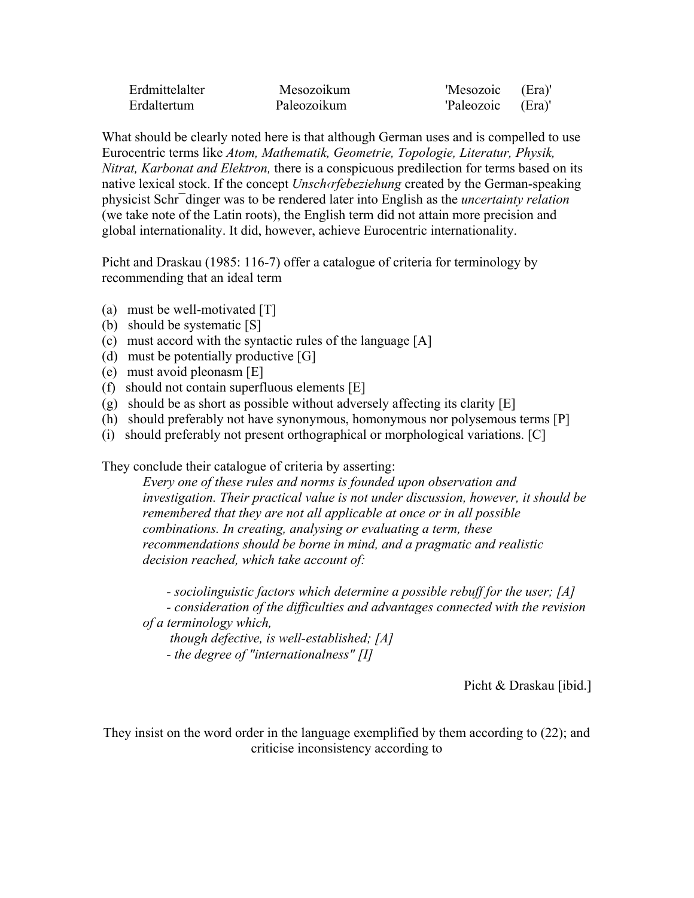| | | |
|---|---|---|
| Erdmittelalter | Mesozoikum | 'Mesozoic (Era)' |
| Erdaltertum | Paleozoikum | 'Paleozoic (Era)' |

What should be clearly noted here is that although German uses and is compelled to use Eurocentric terms like *Atom, Mathematik, Geometrie, Topologie, Literatur, Physik, Nitrat, Karbonat and Elektron,* there is a conspicuous predilection for terms based on its native lexical stock. If the concept *Unsch‹rfebeziehung* created by the German-speaking physicist Schr¯dinger was to be rendered later into English as the *uncertainty relation* (we take note of the Latin roots), the English term did not attain more precision and global internationality. It did, however, achieve Eurocentric internationality.

Picht and Draskau (1985: 116-7) offer a catalogue of criteria for terminology by recommending that an ideal term

(a) must be well-motivated [T]
(b) should be systematic [S]
(c) must accord with the syntactic rules of the language [A]
(d) must be potentially productive [G]
(e) must avoid pleonasm [E]
(f) should not contain superfluous elements [E]
(g) should be as short as possible without adversely affecting its clarity [E]
(h) should preferably not have synonymous, homonymous nor polysemous terms [P]
(i) should preferably not present orthographical or morphological variations. [C]

They conclude their catalogue of criteria by asserting:

> *Every one of these rules and norms is founded upon observation and investigation. Their practical value is not under discussion, however, it should be remembered that they are not all applicable at once or in all possible combinations. In creating, analysing or evaluating a term, these recommendations should be borne in mind, and a pragmatic and realistic decision reached, which take account of:*
>
> *- sociolinguistic factors which determine a possible rebuff for the user; [A]*
> *- consideration of the difficulties and advantages connected with the revision of a terminology which, though defective, is well-established; [A]*
> *- the degree of "internationalness" [I]*

Picht & Draskau [ibid.]

They insist on the word order in the language exemplified by them according to (22); and criticise inconsistency according to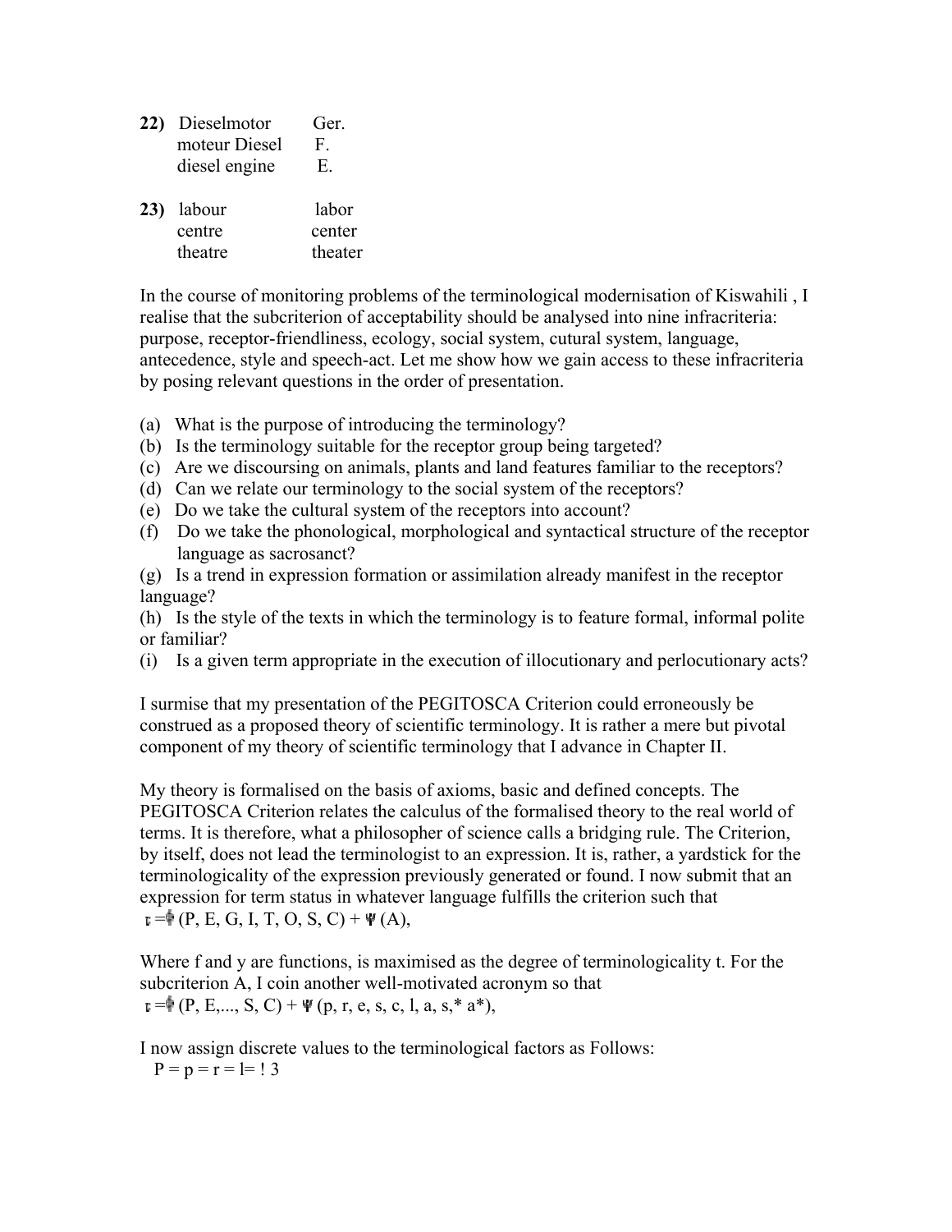**22)** Dieselmotor Ger.
moteur Diesel F.
diesel engine E.

**23)** labour labor
centre center
theatre theater

In the course of monitoring problems of the terminological modernisation of Kiswahili , I realise that the subcriterion of acceptability should be analysed into nine infracriteria: purpose, receptor-friendliness, ecology, social system, cutural system, language, antecedence, style and speech-act. Let me show how we gain access to these infracriteria by posing relevant questions in the order of presentation.

(a) What is the purpose of introducing the terminology?
(b) Is the terminology suitable for the receptor group being targeted?
(c) Are we discoursing on animals, plants and land features familiar to the receptors?
(d) Can we relate our terminology to the social system of the receptors?
(e) Do we take the cultural system of the receptors into account?
(f) Do we take the phonological, morphological and syntactical structure of the receptor language as sacrosanct?
(g) Is a trend in expression formation or assimilation already manifest in the receptor language?
(h) Is the style of the texts in which the terminology is to feature formal, informal polite or familiar?
(i) Is a given term appropriate in the execution of illocutionary and perlocutionary acts?

I surmise that my presentation of the PEGITOSCA Criterion could erroneously be construed as a proposed theory of scientific terminology. It is rather a mere but pivotal component of my theory of scientific terminology that I advance in Chapter II.

My theory is formalised on the basis of axioms, basic and defined concepts. The PEGITOSCA Criterion relates the calculus of the formalised theory to the real world of terms. It is therefore, what a philosopher of science calls a bridging rule. The Criterion, by itself, does not lead the terminologist to an expression. It is, rather, a yardstick for the terminologicality of the expression previously generated or found. I now submit that an expression for term status in whatever language fulfills the criterion such that

$\tau = \phi (P, E, G, I, T, O, S, C) + \psi (A)$,

Where f and y are functions, is maximised as the degree of terminologicality t. For the subcriterion A, I coin another well-motivated acronym so that

$\tau = \phi (P, E, ..., S, C) + \psi (p, r, e, s, c, l, a, s,^* a^*)$,

I now assign discrete values to the terminological factors as Follows:

P = p = r = l= ! 3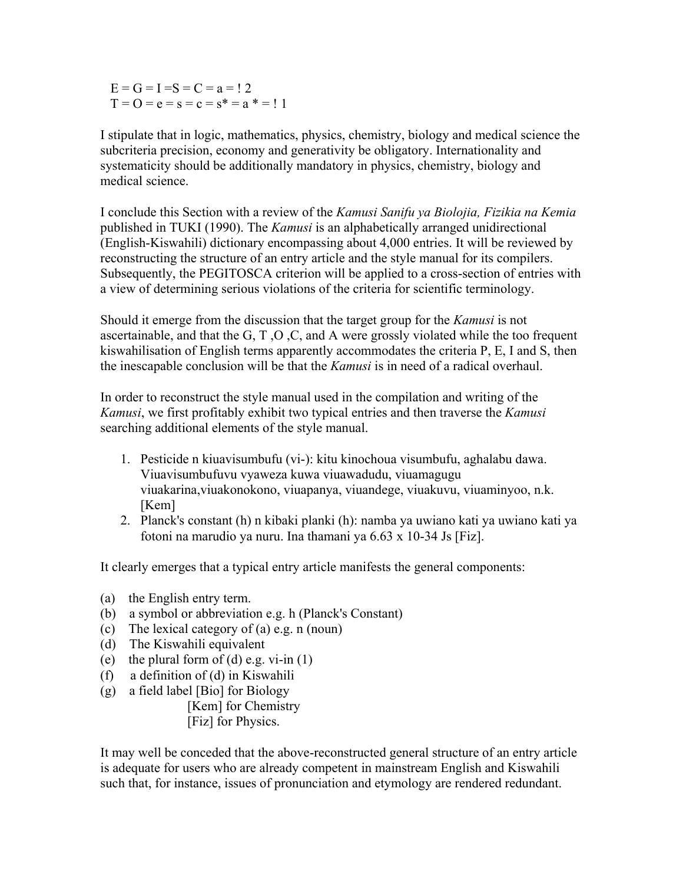E = G = I =S = C = a = ! 2
T = O = e = s = c = s* = a * = ! 1

I stipulate that in logic, mathematics, physics, chemistry, biology and medical science the subcriteria precision, economy and generativity be obligatory. Internationality and systematicity should be additionally mandatory in physics, chemistry, biology and medical science.

I conclude this Section with a review of the *Kamusi Sanifu ya Biolojia, Fizikia na Kemia* published in TUKI (1990). The *Kamusi* is an alphabetically arranged unidirectional (English-Kiswahili) dictionary encompassing about 4,000 entries. It will be reviewed by reconstructing the structure of an entry article and the style manual for its compilers. Subsequently, the PEGITOSCA criterion will be applied to a cross-section of entries with a view of determining serious violations of the criteria for scientific terminology.

Should it emerge from the discussion that the target group for the *Kamusi* is not ascertainable, and that the G, T ,O ,C, and A were grossly violated while the too frequent kiswahilisation of English terms apparently accommodates the criteria P, E, I and S, then the inescapable conclusion will be that the *Kamusi* is in need of a radical overhaul.

In order to reconstruct the style manual used in the compilation and writing of the *Kamusi*, we first profitably exhibit two typical entries and then traverse the *Kamusi* searching additional elements of the style manual.

1. Pesticide n kiuavisumbufu (vi-): kitu kinochoua visumbufu, aghalabu dawa. Viuavisumbufuvu vyaweza kuwa viuawadudu, viuamagugu viuakarina,viuakonokono, viuapanya, viuandege, viuakuvu, viuaminyoo, n.k. [Kem]
2. Planck's constant (h) n kibaki planki (h): namba ya uwiano kati ya uwiano kati ya fotoni na marudio ya nuru. Ina thamani ya 6.63 x 10-34 Js [Fiz].

It clearly emerges that a typical entry article manifests the general components:

(a) the English entry term.
(b) a symbol or abbreviation e.g. h (Planck's Constant)
(c) The lexical category of (a) e.g. n (noun)
(d) The Kiswahili equivalent
(e) the plural form of (d) e.g. vi-in (1)
(f) a definition of (d) in Kiswahili
(g) a field label [Bio] for Biology
    [Kem] for Chemistry
    [Fiz] for Physics.

It may well be conceded that the above-reconstructed general structure of an entry article is adequate for users who are already competent in mainstream English and Kiswahili such that, for instance, issues of pronunciation and etymology are rendered redundant.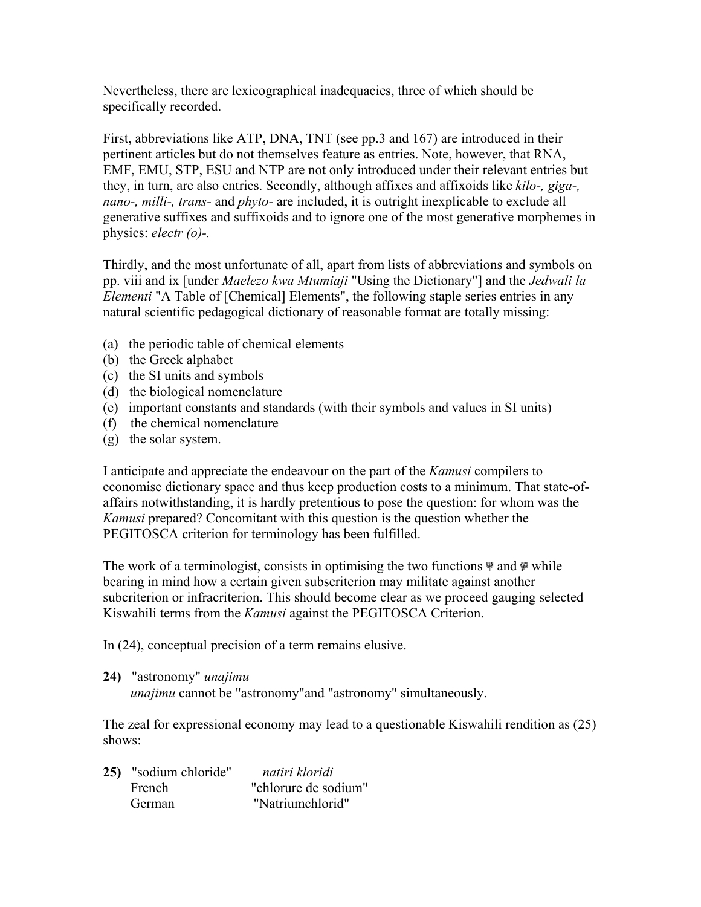Nevertheless, there are lexicographical inadequacies, three of which should be specifically recorded.

First, abbreviations like ATP, DNA, TNT (see pp.3 and 167) are introduced in their pertinent articles but do not themselves feature as entries. Note, however, that RNA, EMF, EMU, STP, ESU and NTP are not only introduced under their relevant entries but they, in turn, are also entries. Secondly, although affixes and affixoids like *kilo-, giga-, nano-, milli-, trans-* and *phyto-* are included, it is outright inexplicable to exclude all generative suffixes and suffixoids and to ignore one of the most generative morphemes in physics: *electr (o)-*.

Thirdly, and the most unfortunate of all, apart from lists of abbreviations and symbols on pp. viii and ix [under *Maelezo kwa Mtumiaji* "Using the Dictionary"] and the *Jedwali la Elementi* "A Table of [Chemical] Elements", the following staple series entries in any natural scientific pedagogical dictionary of reasonable format are totally missing:

(a) the periodic table of chemical elements
(b) the Greek alphabet
(c) the SI units and symbols
(d) the biological nomenclature
(e) important constants and standards (with their symbols and values in SI units)
(f) the chemical nomenclature
(g) the solar system.

I anticipate and appreciate the endeavour on the part of the *Kamusi* compilers to economise dictionary space and thus keep production costs to a minimum. That state-of-affairs notwithstanding, it is hardly pretentious to pose the question: for whom was the *Kamusi* prepared? Concomitant with this question is the question whether the PEGITOSCA criterion for terminology has been fulfilled.

The work of a terminologist, consists in optimising the two functions Ψ and φ while bearing in mind how a certain given subscriterion may militate against another subcriterion or infracriterion. This should become clear as we proceed gauging selected Kiswahili terms from the *Kamusi* against the PEGITOSCA Criterion.

In (24), conceptual precision of a term remains elusive.

**24)** "astronomy" *unajimu*
*unajimu* cannot be "astronomy"and "astronomy" simultaneously.

The zeal for expressional economy may lead to a questionable Kiswahili rendition as (25) shows:

**25)** "sodium chloride" *natiri kloridi*
French "chlorure de sodium"
German "Natriumchlorid"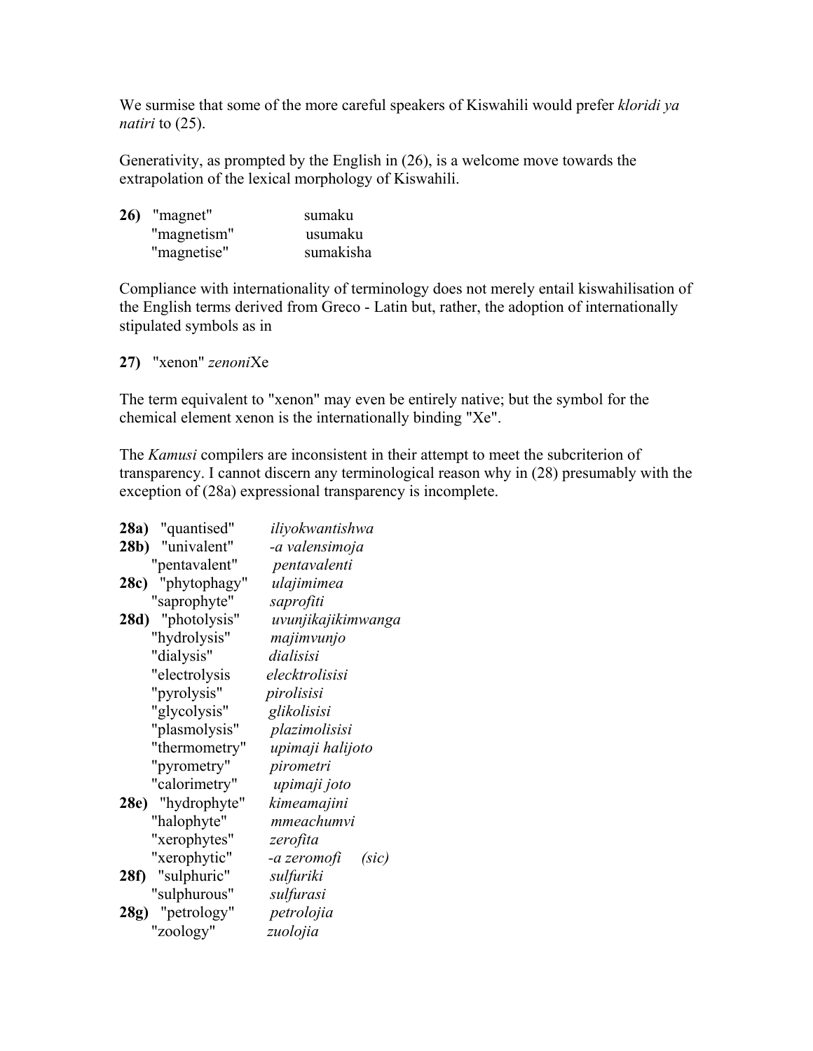We surmise that some of the more careful speakers of Kiswahili would prefer *kloridi ya natiri* to (25).

Generativity, as prompted by the English in (26), is a welcome move towards the extrapolation of the lexical morphology of Kiswahili.

| | | |
|---|---|---|
| **26)** | "magnet" | sumaku |
| | "magnetism" | usumaku |
| | "magnetise" | sumakisha |

Compliance with internationality of terminology does not merely entail kiswahilisation of the English terms derived from Greco - Latin but, rather, the adoption of internationally stipulated symbols as in

**27)** "xenon" *zenoni*Xe

The term equivalent to "xenon" may even be entirely native; but the symbol for the chemical element xenon is the internationally binding "Xe".

The *Kamusi* compilers are inconsistent in their attempt to meet the subcriterion of transparency. I cannot discern any terminological reason why in (28) presumably with the exception of (28a) expressional transparency is incomplete.

| | | |
|---|---|---|
| **28a)** | "quantised" | *iliyokwantishwa* |
| **28b)** | "univalent" | *-a valensimoja* |
| | "pentavalent" | *pentavalenti* |
| **28c)** | "phytophagy" | *ulajimimea* |
| | "saprophyte" | *saprofiti* |
| **28d)** | "photolysis" | *uvunjikajikimwanga* |
| | "hydrolysis" | *majimvunjo* |
| | "dialysis" | *dialisisi* |
| | "electrolysis | *elecktrolisisi* |
| | "pyrolysis" | *pirolisisi* |
| | "glycolysis" | *glikolisisi* |
| | "plasmolysis" | *plazimolisisi* |
| | "thermometry" | *upimaji halijoto* |
| | "pyrometry" | *pirometri* |
| | "calorimetry" | *upimaji joto* |
| **28e)** | "hydrophyte" | *kimeamajini* |
| | "halophyte" | *mmeachumvi* |
| | "xerophytes" | *zerofita* |
| | "xerophytic" | *-a zeromofi (sic)* |
| **28f)** | "sulphuric" | *sulfuriki* |
| | "sulphurous" | *sulfurasi* |
| **28g)** | "petrology" | *petrolojia* |
| | "zoology" | *zuolojia* |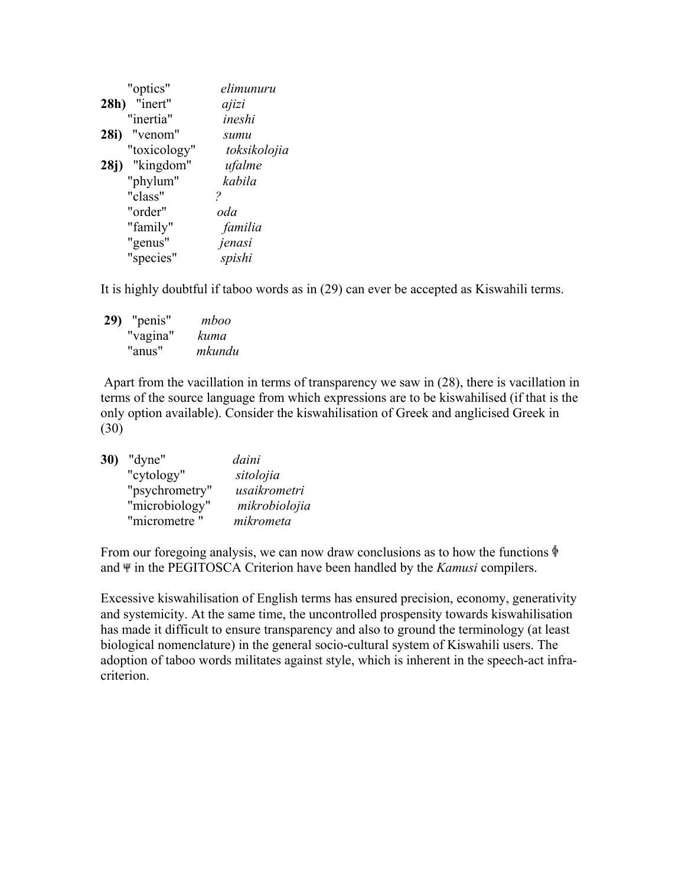| | | |
|---|---|---|
| | "optics" | *elimunuru* |
| **28h)** | "inert" | *ajizi* |
| | "inertia" | *ineshi* |
| **28i)** | "venom" | *sumu* |
| | "toxicology" | *toksikolojia* |
| **28j)** | "kingdom" | *ufalme* |
| | "phylum" | *kabila* |
| | "class" | *?* |
| | "order" | *oda* |
| | "family" | *familia* |
| | "genus" | *jenasi* |
| | "species" | *spishi* |

It is highly doubtful if taboo words as in (29) can ever be accepted as Kiswahili terms.

| | | |
|---|---|---|
| **29)** | "penis" | *mboo* |
| | "vagina" | *kuma* |
| | "anus" | *mkundu* |

Apart from the vacillation in terms of transparency we saw in (28), there is vacillation in terms of the source language from which expressions are to be kiswahilised (if that is the only option available). Consider the kiswahilisation of Greek and anglicised Greek in (30)

| | | |
|---|---|---|
| **30)** | "dyne" | *daini* |
| | "cytology" | *sitolojia* |
| | "psychrometry" | *usaikrometri* |
| | "microbiology" | *mikrobiolojia* |
| | "micrometre " | *mikrometa* |

From our foregoing analysis, we can now draw conclusions as to how the functions $\Phi$ and $\Psi$ in the PEGITOSCA Criterion have been handled by the *Kamusi* compilers.

Excessive kiswahilisation of English terms has ensured precision, economy, generativity and systemicity. At the same time, the uncontrolled prospensity towards kiswahilisation has made it difficult to ensure transparency and also to ground the terminology (at least biological nomenclature) in the general socio-cultural system of Kiswahili users. The adoption of taboo words militates against style, which is inherent in the speech-act infra-criterion.